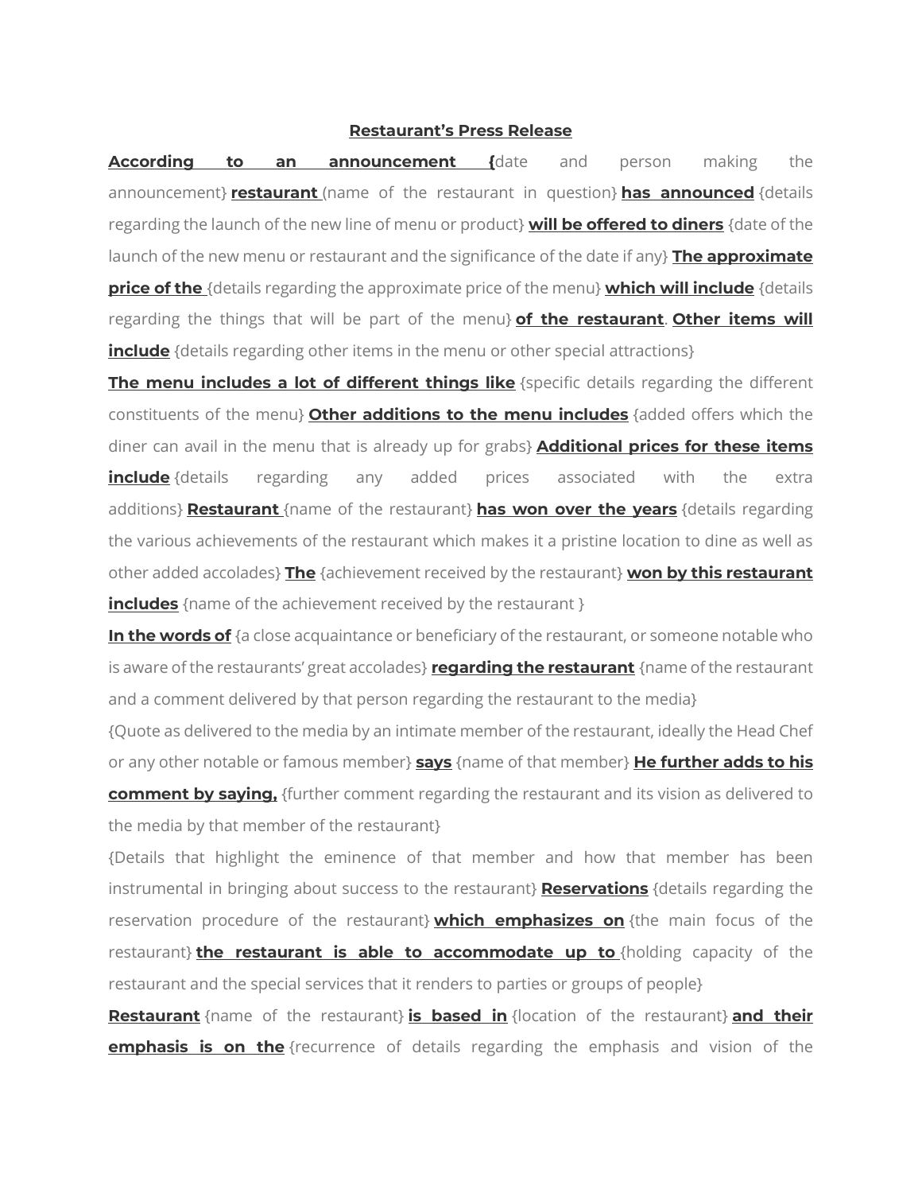**Restaurant's Press Release**

**According to an announcement {**date and person making the announcement} **restaurant** (name of the restaurant in question} **has announced** {details regarding the launch of the new line of menu or product} **will be offered to diners** {date of the launch of the new menu or restaurant and the significance of the date if any} **The approximate price of the** {details regarding the approximate price of the menu} **which will include** {details regarding the things that will be part of the menu} **of the restaurant**. **Other items will include** {details regarding other items in the menu or other special attractions}

**The menu includes a lot of different things like** {specific details regarding the different constituents of the menu} **Other additions to the menu includes** {added offers which the diner can avail in the menu that is already up for grabs} **Additional prices for these items include** {details regarding any added prices associated with the extra additions} **Restaurant** {name of the restaurant} **has won over the years** {details regarding the various achievements of the restaurant which makes it a pristine location to dine as well as other added accolades} **The** {achievement received by the restaurant} **won by this restaurant includes** {name of the achievement received by the restaurant }

**In the words of** {a close acquaintance or beneficiary of the restaurant, or someone notable who is aware of the restaurants' great accolades} **regarding the restaurant** {name of the restaurant and a comment delivered by that person regarding the restaurant to the media}

{Quote as delivered to the media by an intimate member of the restaurant, ideally the Head Chef or any other notable or famous member} **says** {name of that member} **He further adds to his comment by saying,** {further comment regarding the restaurant and its vision as delivered to the media by that member of the restaurant}

{Details that highlight the eminence of that member and how that member has been instrumental in bringing about success to the restaurant} **Reservations** {details regarding the reservation procedure of the restaurant} **which emphasizes on** {the main focus of the restaurant} **the restaurant is able to accommodate up to** {holding capacity of the restaurant and the special services that it renders to parties or groups of people}

**Restaurant** {name of the restaurant} **is based in** {location of the restaurant} **and their emphasis is on the** {recurrence of details regarding the emphasis and vision of the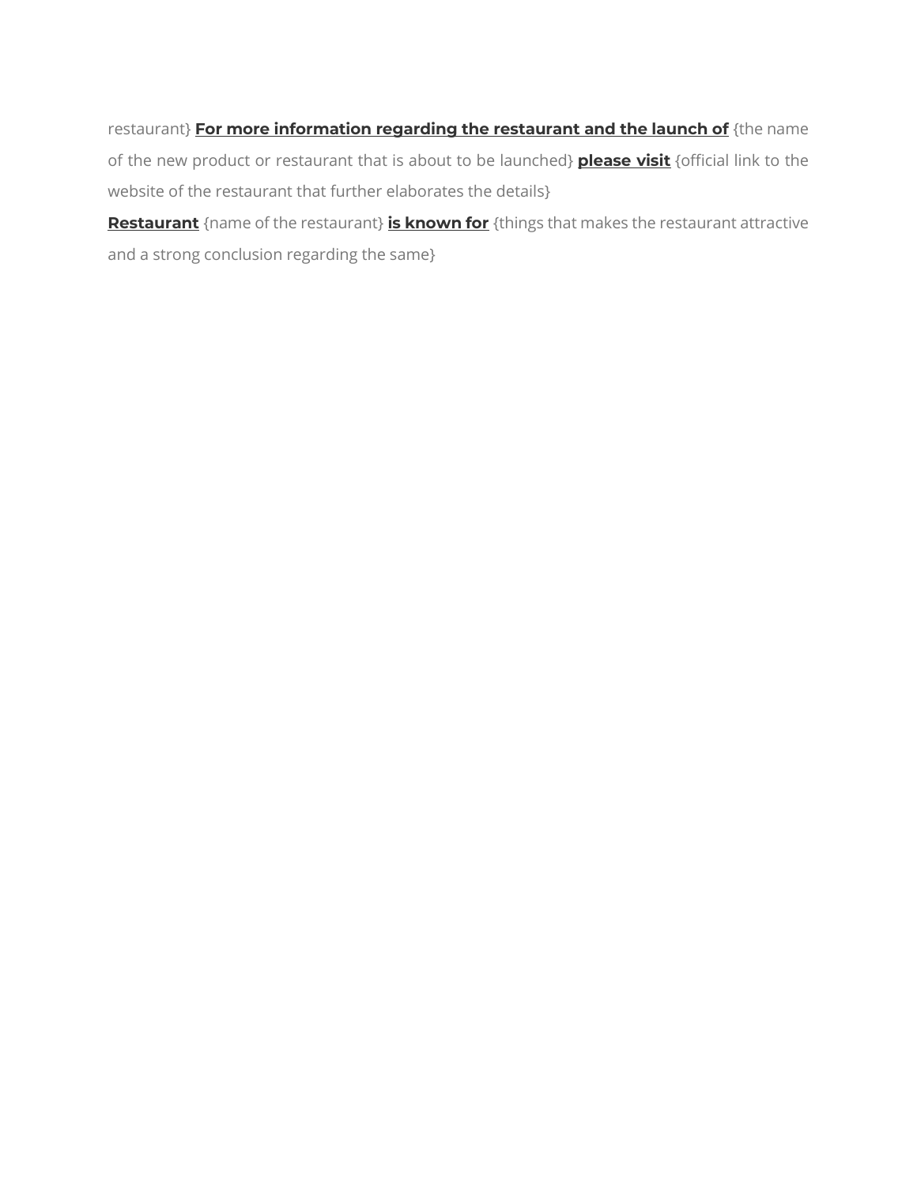restaurant} **<u>For more information regarding the restaurant and the launch of</u>** {the name of the new product or restaurant that is about to be launched} **<u>please visit</u>** {official link to the website of the restaurant that further elaborates the details}

**<u>Restaurant</u>** {name of the restaurant} **<u>is known for</u>** {things that makes the restaurant attractive and a strong conclusion regarding the same}